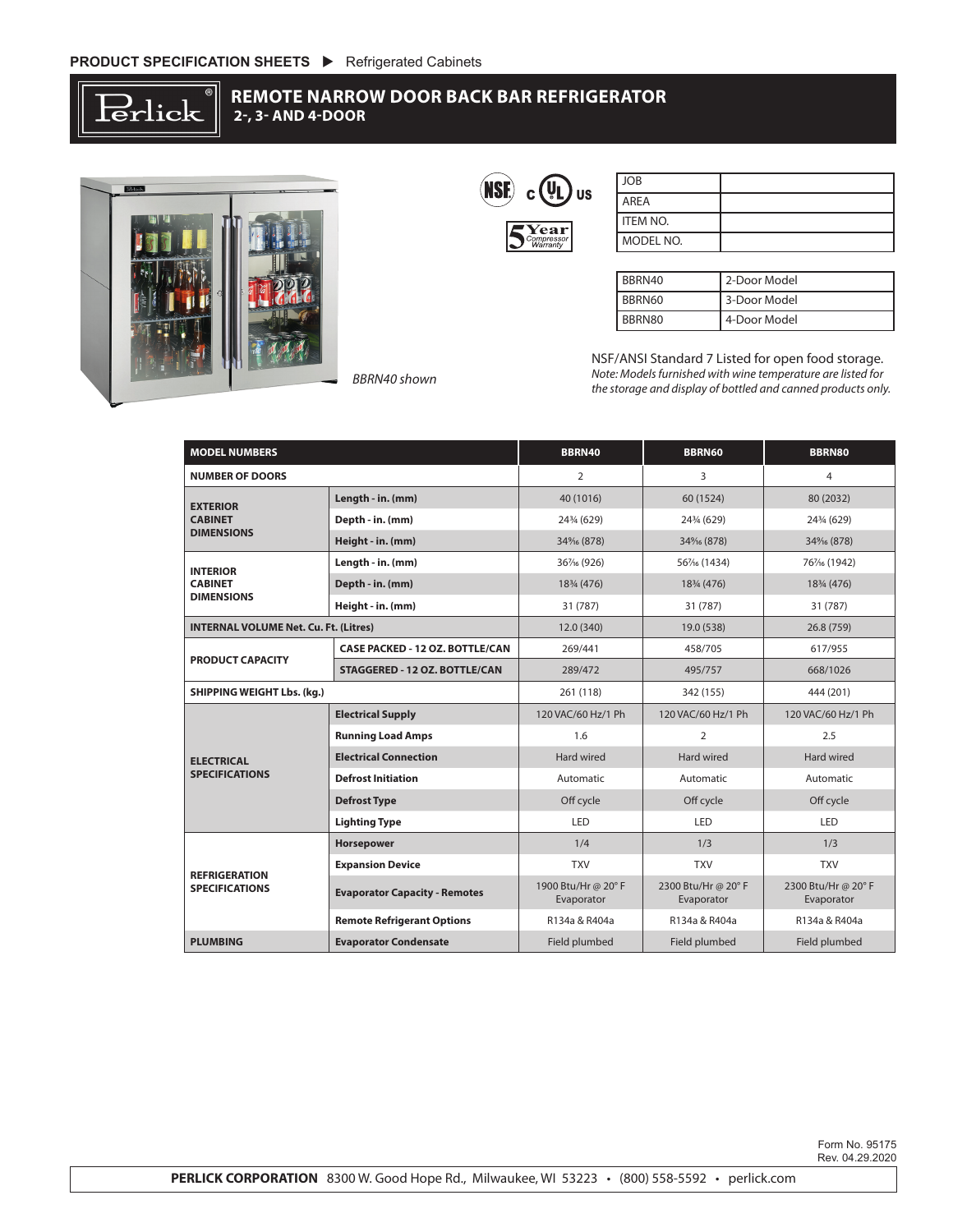PRODUCT SPECIFICATION SHEETS ▶ Refrigerated Cabinets

# REMOTE NARROW DOOR BACK BAR REFRIGERATOR
## 2-, 3- AND 4-DOOR

*BBRN40 shown*

| JOB | |
|---|---|
| AREA | |
| ITEM NO. | |
| MODEL NO. | |

| BBRN40 | 2-Door Model |
|---|---|
| BBRN60 | 3-Door Model |
| BBRN80 | 4-Door Model |

NSF/ANSI Standard 7 Listed for open food storage.
*Note: Models furnished with wine temperature are listed for the storage and display of bottled and canned products only.*

| MODEL NUMBERS | | BBRN40 | BBRN60 | BBRN80 |
|---|---|---|---|---|
| NUMBER OF DOORS | | 2 | 3 | 4 |
| EXTERIOR CABINET DIMENSIONS | Length - in. (mm) | 40 (1016) | 60 (1524) | 80 (2032) |
| | Depth - in. (mm) | 24¾ (629) | 24¾ (629) | 24¾ (629) |
| | Height - in. (mm) | 34⁹⁄₁₆ (878) | 34⁹⁄₁₆ (878) | 34⁹⁄₁₆ (878) |
| INTERIOR CABINET DIMENSIONS | Length - in. (mm) | 36⁷⁄₁₆ (926) | 56⁷⁄₁₆ (1434) | 76⁷⁄₁₆ (1942) |
| | Depth - in. (mm) | 18¾ (476) | 18¾ (476) | 18¾ (476) |
| | Height - in. (mm) | 31 (787) | 31 (787) | 31 (787) |
| INTERNAL VOLUME Net. Cu. Ft. (Litres) | | 12.0 (340) | 19.0 (538) | 26.8 (759) |
| PRODUCT CAPACITY | CASE PACKED - 12 OZ. BOTTLE/CAN | 269/441 | 458/705 | 617/955 |
| | STAGGERED - 12 OZ. BOTTLE/CAN | 289/472 | 495/757 | 668/1026 |
| SHIPPING WEIGHT Lbs. (kg.) | | 261 (118) | 342 (155) | 444 (201) |
| ELECTRICAL SPECIFICATIONS | Electrical Supply | 120 VAC/60 Hz/1 Ph | 120 VAC/60 Hz/1 Ph | 120 VAC/60 Hz/1 Ph |
| | Running Load Amps | 1.6 | 2 | 2.5 |
| | Electrical Connection | Hard wired | Hard wired | Hard wired |
| | Defrost Initiation | Automatic | Automatic | Automatic |
| | Defrost Type | Off cycle | Off cycle | Off cycle |
| | Lighting Type | LED | LED | LED |
| REFRIGERATION SPECIFICATIONS | Horsepower | 1/4 | 1/3 | 1/3 |
| | Expansion Device | TXV | TXV | TXV |
| | Evaporator Capacity - Remotes | 1900 Btu/Hr @ 20° F Evaporator | 2300 Btu/Hr @ 20° F Evaporator | 2300 Btu/Hr @ 20° F Evaporator |
| | Remote Refrigerant Options | R134a & R404a | R134a & R404a | R134a & R404a |
| PLUMBING | Evaporator Condensate | Field plumbed | Field plumbed | Field plumbed |

Form No. 95175
Rev. 04.29.2020

**PERLICK CORPORATION** 8300 W. Good Hope Rd., Milwaukee, WI 53223 • (800) 558-5592 • perlick.com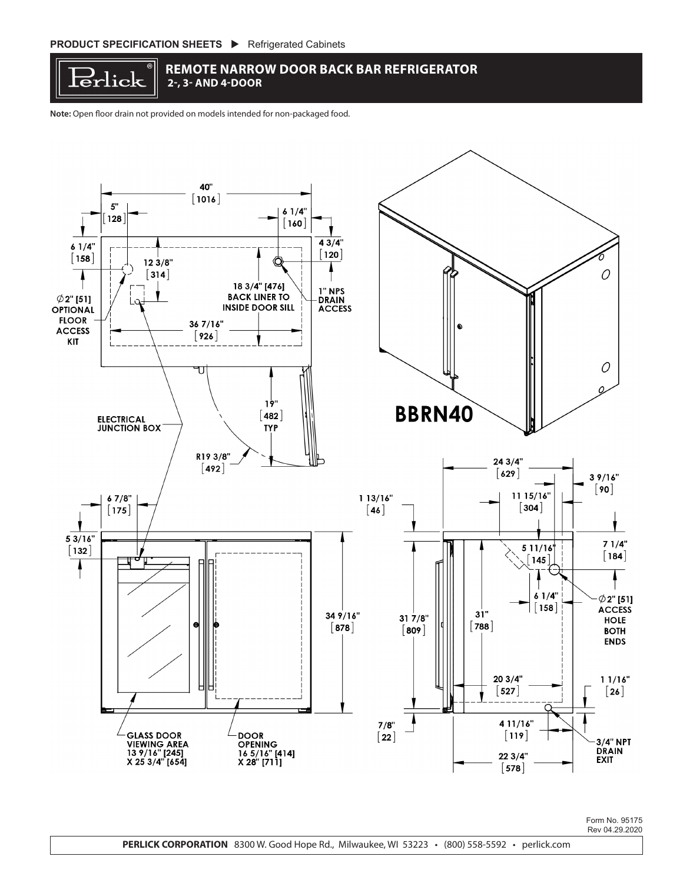PRODUCT SPECIFICATION SHEETS ▶ Refrigerated Cabinets

# REMOTE NARROW DOOR BACK BAR REFRIGERATOR

## 2-, 3- AND 4-DOOR

**Note:** Open floor drain not provided on models intended for non-packaged food.

40" [1016]

5" [128]

6 1/4" [160]

6 1/4" [158]

4 3/4" [120]

12 3/8" [314]

18 3/4" [476] BACK LINER TO INSIDE DOOR SILL

1" NPS DRAIN ACCESS

∅2" [51] OPTIONAL FLOOR ACCESS KIT

36 7/16" [926]

19" [482] TYP

ELECTRICAL JUNCTION BOX

R19 3/8" [492]

**BBRN40**

6 7/8" [175]

5 3/16" [132]

34 9/16" [878]

GLASS DOOR VIEWING AREA 13 9/16" [245] X 25 3/4" [654]

DOOR OPENING 16 5/16" [414] X 28" [711]

24 3/4" [629]

3 9/16" [90]

11 15/16" [304]

1 13/16" [46]

7 1/4" [184]

5 11/16" [145]

6 1/4" [158]

∅2" [51] ACCESS HOLE BOTH ENDS

31 7/8" [809]

31" [788]

20 3/4" [527]

1 1/16" [26]

7/8" [22]

4 11/16" [119]

3/4" NPT DRAIN EXIT

22 3/4" [578]

Form No. 95175
Rev 04.29.2020

**PERLICK CORPORATION** 8300 W. Good Hope Rd., Milwaukee, WI 53223 • (800) 558-5592 • perlick.com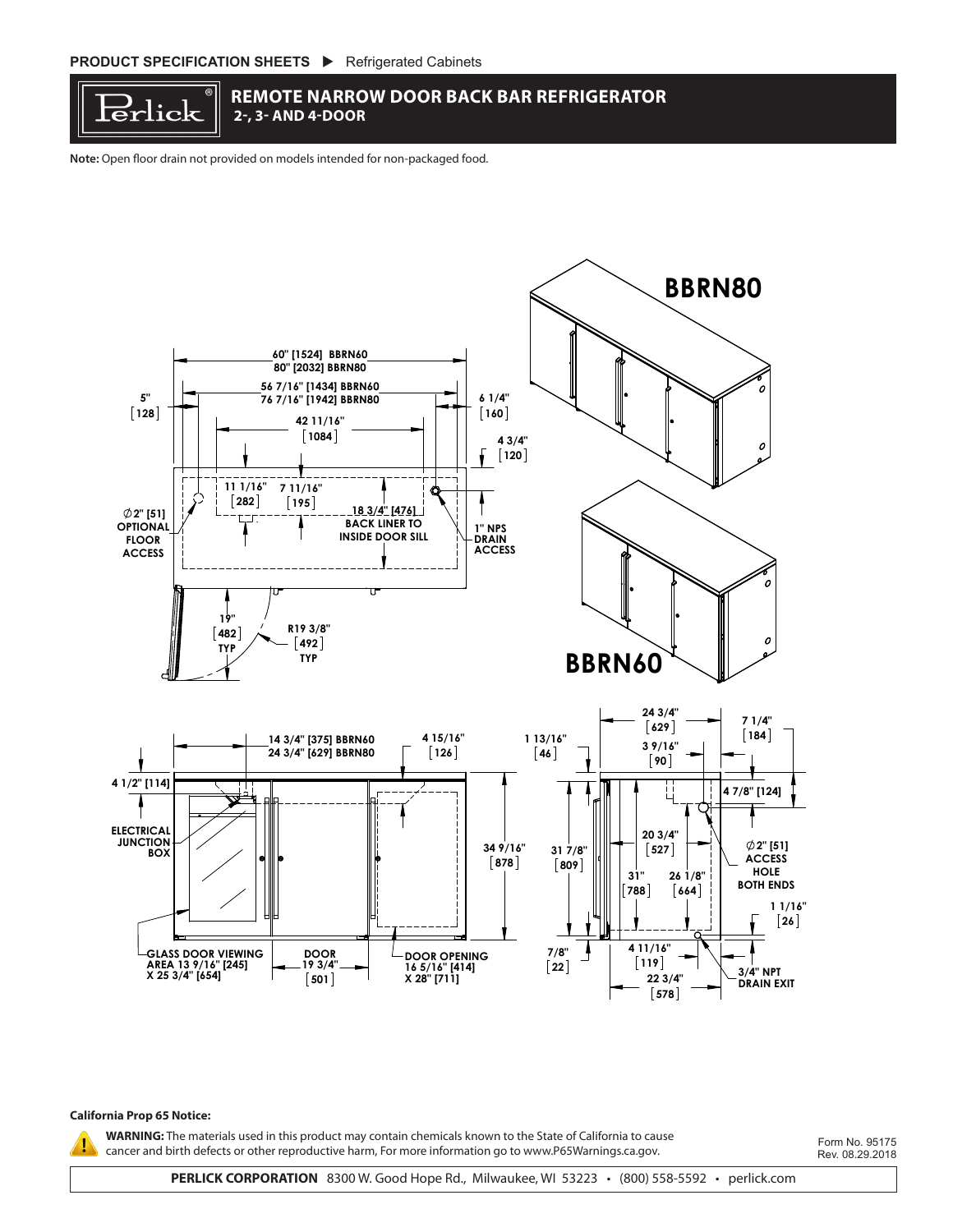PRODUCT SPECIFICATION SHEETS ▶ Refrigerated Cabinets

# REMOTE NARROW DOOR BACK BAR REFRIGERATOR

## 2-, 3- AND 4-DOOR

**Note:** Open floor drain not provided on models intended for non-packaged food.

BBRN80

BBRN60

60" [1524] BBRN60
80" [2032] BBRN80

56 7/16" [1434] BBRN60
76 7/16" [1942] BBRN80

5" [128]

6 1/4" [160]

42 11/16" [1084]

4 3/4" [120]

11 1/16" [282]

7 11/16" [195]

18 3/4" [476] BACK LINER TO INSIDE DOOR SILL

∅2" [51] OPTIONAL FLOOR ACCESS

1" NPS DRAIN ACCESS

19" [482] TYP

R19 3/8" [492] TYP

14 3/4" [375] BBRN60
24 3/4" [629] BBRN80

4 15/16" [126]

4 1/2" [114]

ELECTRICAL JUNCTION BOX

34 9/16" [878]

GLASS DOOR VIEWING AREA 13 9/16" [245] X 25 3/4" [654]

DOOR 19 3/4" [501]

DOOR OPENING 16 5/16" [414] X 28" [711]

24 3/4" [629]

1 13/16" [46]

7 1/4" [184]

3 9/16" [90]

4 7/8" [124]

31 7/8" [809]

20 3/4" [527]

∅2" [51] ACCESS HOLE BOTH ENDS

31" [788]

26 1/8" [664]

1 1/16" [26]

7/8" [22]

4 11/16" [119]

22 3/4" [578]

3/4" NPT DRAIN EXIT

**California Prop 65 Notice:**

**WARNING:** The materials used in this product may contain chemicals known to the State of California to cause cancer and birth defects or other reproductive harm, For more information go to www.P65Warnings.ca.gov.

Form No. 95175
Rev. 08.29.2018

**PERLICK CORPORATION** 8300 W. Good Hope Rd., Milwaukee, WI 53223 • (800) 558-5592 • perlick.com